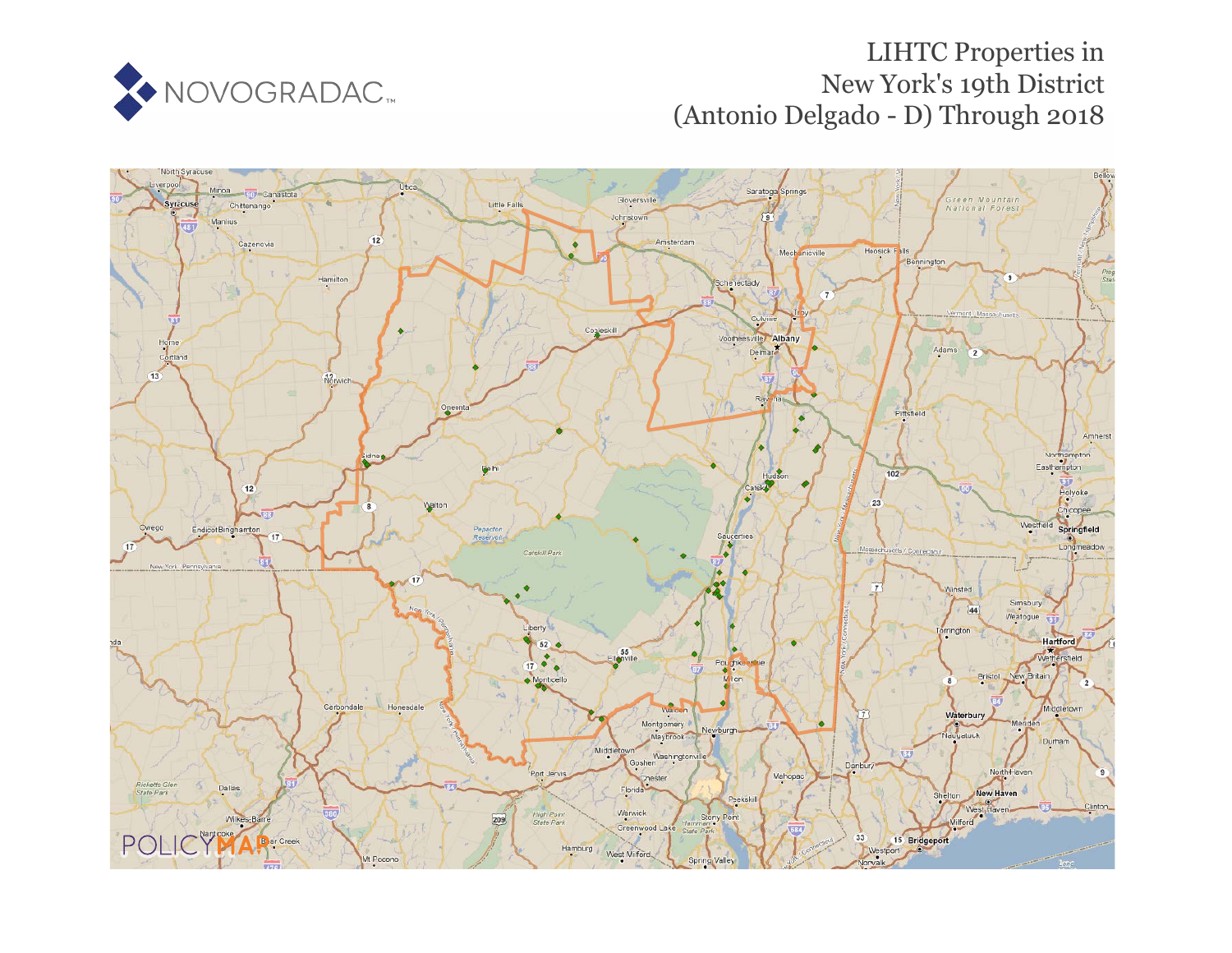NOVOGRADAC

# LIHTC Properties in New York's 19th District (Antonio Delgado - D) Through 2018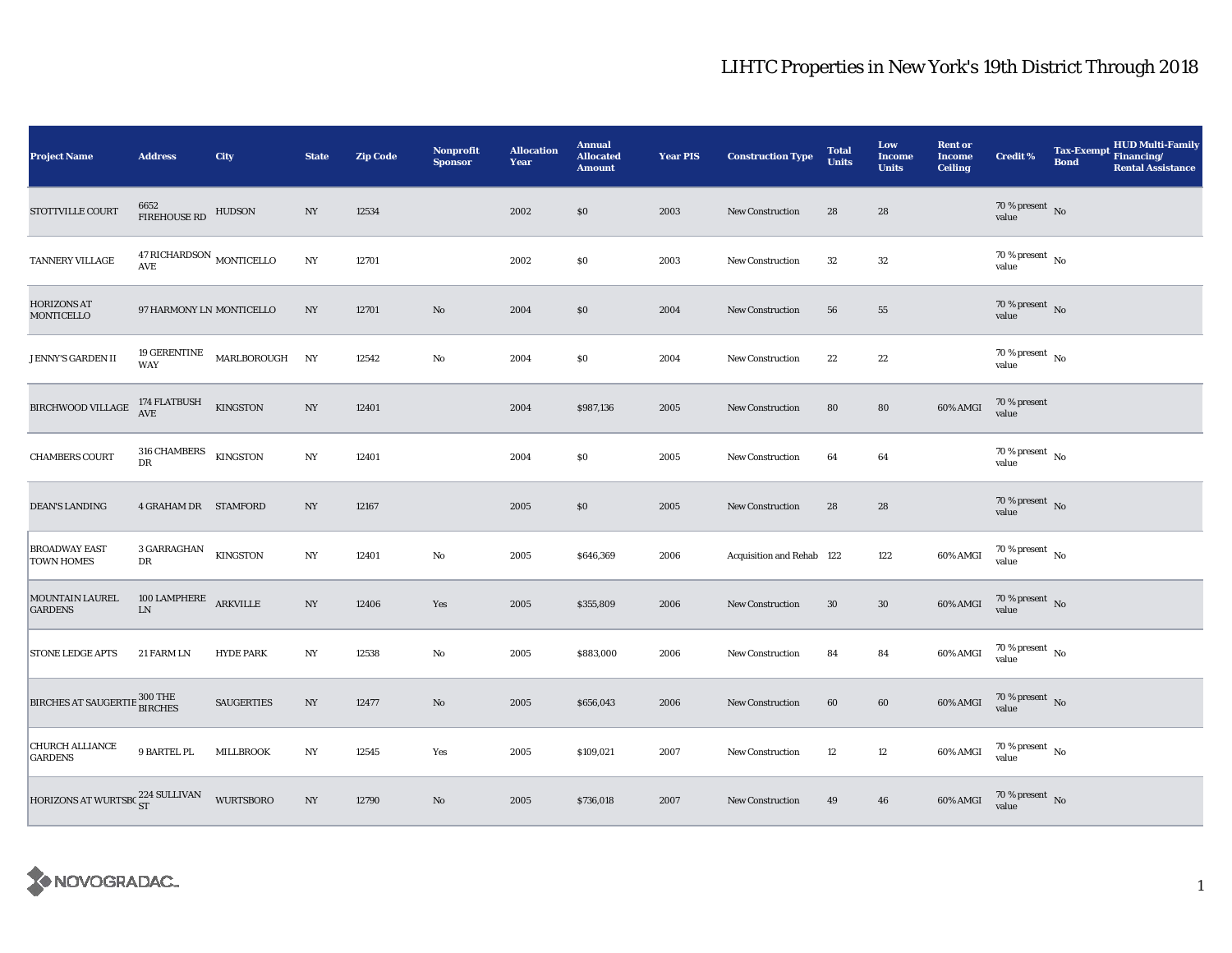# LIHTC Properties in New York's 19th District Through 2018

| Project Name | Address | City | State | Zip Code | Nonprofit Sponsor | Allocation Year | Annual Allocated Amount | Year PIS | Construction Type | Total Units | Low Income Units | Rent or Income Ceiling | Credit % | Tax-Exempt Bond | HUD Multi-Family Financing/ Rental Assistance |
|---|---|---|---|---|---|---|---|---|---|---|---|---|---|---|---|
| STOTTVILLE COURT | 6652 FIREHOUSE RD | HUDSON | NY | 12534 | | 2002 | $0 | 2003 | New Construction | 28 | 28 | | 70 % present value | No | |
| TANNERY VILLAGE | 47 RICHARDSON AVE | MONTICELLO | NY | 12701 | | 2002 | $0 | 2003 | New Construction | 32 | 32 | | 70 % present value | No | |
| HORIZONS AT MONTICELLO | 97 HARMONY LN | MONTICELLO | NY | 12701 | No | 2004 | $0 | 2004 | New Construction | 56 | 55 | | 70 % present value | No | |
| JENNY'S GARDEN II | 19 GERENTINE WAY | MARLBOROUGH | NY | 12542 | No | 2004 | $0 | 2004 | New Construction | 22 | 22 | | 70 % present value | No | |
| BIRCHWOOD VILLAGE | 174 FLATBUSH AVE | KINGSTON | NY | 12401 | | 2004 | $987,136 | 2005 | New Construction | 80 | 80 | 60% AMGI | 70 % present value | | |
| CHAMBERS COURT | 316 CHAMBERS DR | KINGSTON | NY | 12401 | | 2004 | $0 | 2005 | New Construction | 64 | 64 | | 70 % present value | No | |
| DEAN'S LANDING | 4 GRAHAM DR | STAMFORD | NY | 12167 | | 2005 | $0 | 2005 | New Construction | 28 | 28 | | 70 % present value | No | |
| BROADWAY EAST TOWN HOMES | 3 GARRAGHAN DR | KINGSTON | NY | 12401 | No | 2005 | $646,369 | 2006 | Acquisition and Rehab | 122 | 122 | 60% AMGI | 70 % present value | No | |
| MOUNTAIN LAUREL GARDENS | 100 LAMPHERE LN | ARKVILLE | NY | 12406 | Yes | 2005 | $355,809 | 2006 | New Construction | 30 | 30 | 60% AMGI | 70 % present value | No | |
| STONE LEDGE APTS | 21 FARM LN | HYDE PARK | NY | 12538 | No | 2005 | $883,000 | 2006 | New Construction | 84 | 84 | 60% AMGI | 70 % present value | No | |
| BIRCHES AT SAUGERTIE | 300 THE BIRCHES | SAUGERTIES | NY | 12477 | No | 2005 | $656,043 | 2006 | New Construction | 60 | 60 | 60% AMGI | 70 % present value | No | |
| CHURCH ALLIANCE GARDENS | 9 BARTEL PL | MILLBROOK | NY | 12545 | Yes | 2005 | $109,021 | 2007 | New Construction | 12 | 12 | 60% AMGI | 70 % present value | No | |
| HORIZONS AT WURTSBO | 224 SULLIVAN ST | WURTSBORO | NY | 12790 | No | 2005 | $736,018 | 2007 | New Construction | 49 | 46 | 60% AMGI | 70 % present value | No | |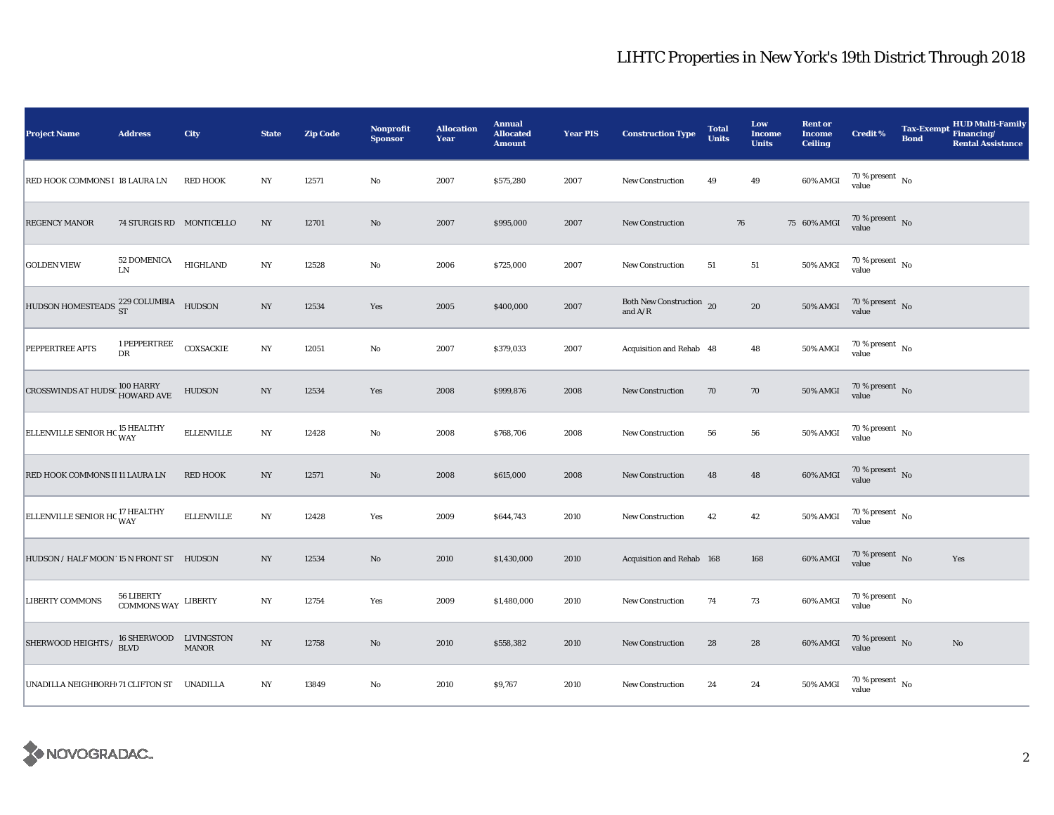# LIHTC Properties in New York's 19th District Through 2018

| Project Name | Address | City | State | Zip Code | Nonprofit Sponsor | Allocation Year | Annual Allocated Amount | Year PIS | Construction Type | Total Units | Low Income Units | Rent or Income Ceiling | Credit % | Tax-Exempt Bond | HUD Multi-Family Financing/ Rental Assistance |
|---|---|---|---|---|---|---|---|---|---|---|---|---|---|---|---|
| RED HOOK COMMONS I | 18 LAURA LN | RED HOOK | NY | 12571 | No | 2007 | $575,280 | 2007 | New Construction | 49 | 49 | 60% AMGI | 70 % present value | No | |
| REGENCY MANOR | 74 STURGIS RD | MONTICELLO | NY | 12701 | No | 2007 | $995,000 | 2007 | New Construction | 76 | 75 | 60% AMGI | 70 % present value | No | |
| GOLDEN VIEW | 52 DOMENICA LN | HIGHLAND | NY | 12528 | No | 2006 | $725,000 | 2007 | New Construction | 51 | 51 | 50% AMGI | 70 % present value | No | |
| HUDSON HOMESTEADS | 229 COLUMBIA ST | HUDSON | NY | 12534 | Yes | 2005 | $400,000 | 2007 | Both New Construction and A/R | 20 | 20 | 50% AMGI | 70 % present value | No | |
| PEPPERTREE APTS | 1 PEPPERTREE DR | COXSACKIE | NY | 12051 | No | 2007 | $379,033 | 2007 | Acquisition and Rehab | 48 | 48 | 50% AMGI | 70 % present value | No | |
| CROSSWINDS AT HUDSC | 100 HARRY HOWARD AVE | HUDSON | NY | 12534 | Yes | 2008 | $999,876 | 2008 | New Construction | 70 | 70 | 50% AMGI | 70 % present value | No | |
| ELLENVILLE SENIOR HC | 15 HEALTHY WAY | ELLENVILLE | NY | 12428 | No | 2008 | $768,706 | 2008 | New Construction | 56 | 56 | 50% AMGI | 70 % present value | No | |
| RED HOOK COMMONS II | 11 LAURA LN | RED HOOK | NY | 12571 | No | 2008 | $615,000 | 2008 | New Construction | 48 | 48 | 60% AMGI | 70 % present value | No | |
| ELLENVILLE SENIOR HC | 17 HEALTHY WAY | ELLENVILLE | NY | 12428 | Yes | 2009 | $644,743 | 2010 | New Construction | 42 | 42 | 50% AMGI | 70 % present value | No | |
| HUDSON / HALF MOON ' | 15 N FRONT ST | HUDSON | NY | 12534 | No | 2010 | $1,430,000 | 2010 | Acquisition and Rehab | 168 | 168 | 60% AMGI | 70 % present value | No | Yes |
| LIBERTY COMMONS | 56 LIBERTY COMMONS WAY | LIBERTY | NY | 12754 | Yes | 2009 | $1,480,000 | 2010 | New Construction | 74 | 73 | 60% AMGI | 70 % present value | No | |
| SHERWOOD HEIGHTS / | 16 SHERWOOD BLVD | LIVINGSTON MANOR | NY | 12758 | No | 2010 | $558,382 | 2010 | New Construction | 28 | 28 | 60% AMGI | 70 % present value | No | No |
| UNADILLA NEIGHBORH | 71 CLIFTON ST | UNADILLA | NY | 13849 | No | 2010 | $9,767 | 2010 | New Construction | 24 | 24 | 50% AMGI | 70 % present value | No | |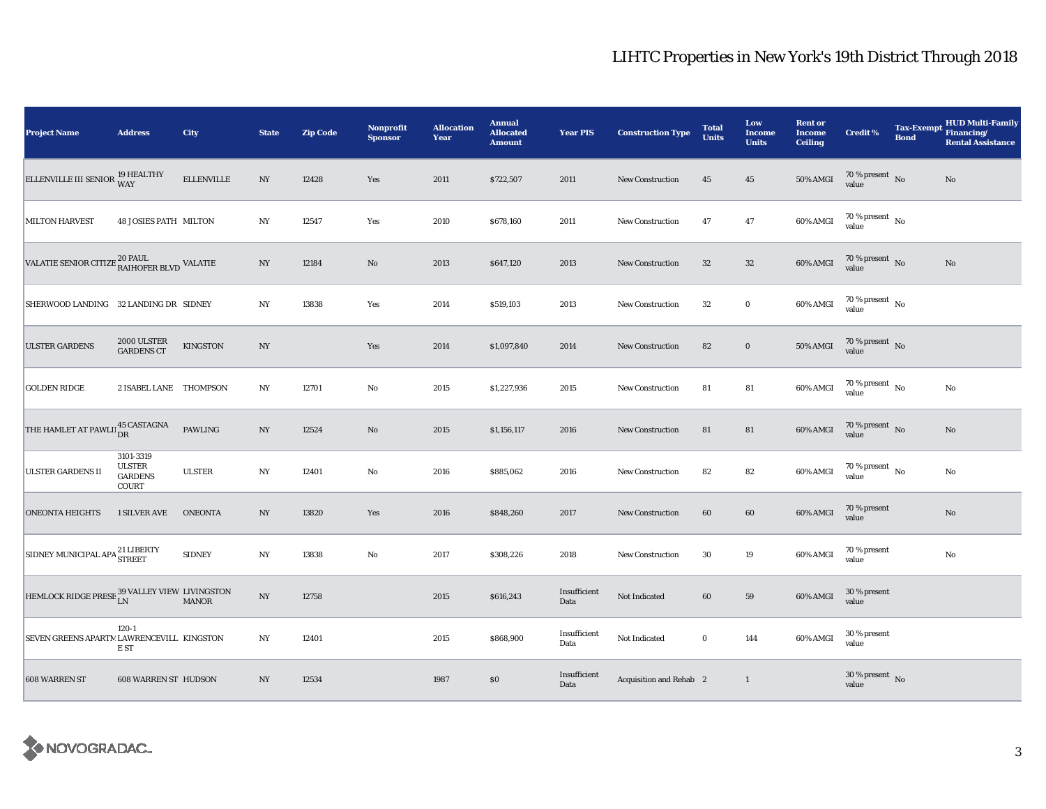# LIHTC Properties in New York's 19th District Through 2018

| Project Name | Address | City | State | Zip Code | Nonprofit Sponsor | Allocation Year | Annual Allocated Amount | Year PIS | Construction Type | Total Units | Low Income Units | Rent or Income Ceiling | Credit % | Tax-Exempt Bond | HUD Multi-Family Financing/ Rental Assistance |
|---|---|---|---|---|---|---|---|---|---|---|---|---|---|---|---|
| ELLENVILLE III SENIOR | 19 HEALTHY WAY | ELLENVILLE | NY | 12428 | Yes | 2011 | $722,507 | 2011 | New Construction | 45 | 45 | 50% AMGI | 70 % present value | No | No |
| MILTON HARVEST | 48 JOSIES PATH | MILTON | NY | 12547 | Yes | 2010 | $678,160 | 2011 | New Construction | 47 | 47 | 60% AMGI | 70 % present value | No | |
| VALATIE SENIOR CITIZE | 20 PAUL RAIHOFER BLVD | VALATIE | NY | 12184 | No | 2013 | $647,120 | 2013 | New Construction | 32 | 32 | 60% AMGI | 70 % present value | No | No |
| SHERWOOD LANDING | 32 LANDING DR | SIDNEY | NY | 13838 | Yes | 2014 | $519,103 | 2013 | New Construction | 32 | 0 | 60% AMGI | 70 % present value | No | |
| ULSTER GARDENS | 2000 ULSTER GARDENS CT | KINGSTON | NY | | Yes | 2014 | $1,097,840 | 2014 | New Construction | 82 | 0 | 50% AMGI | 70 % present value | No | |
| GOLDEN RIDGE | 2 ISABEL LANE | THOMPSON | NY | 12701 | No | 2015 | $1,227,936 | 2015 | New Construction | 81 | 81 | 60% AMGI | 70 % present value | No | No |
| THE HAMLET AT PAWLI | 45 CASTAGNA DR | PAWLING | NY | 12524 | No | 2015 | $1,156,117 | 2016 | New Construction | 81 | 81 | 60% AMGI | 70 % present value | No | No |
| ULSTER GARDENS II | 3101-3319 ULSTER GARDENS COURT | ULSTER | NY | 12401 | No | 2016 | $885,062 | 2016 | New Construction | 82 | 82 | 60% AMGI | 70 % present value | No | No |
| ONEONTA HEIGHTS | 1 SILVER AVE | ONEONTA | NY | 13820 | Yes | 2016 | $848,260 | 2017 | New Construction | 60 | 60 | 60% AMGI | 70 % present value | | No |
| SIDNEY MUNICIPAL APA | 21 LIBERTY STREET | SIDNEY | NY | 13838 | No | 2017 | $308,226 | 2018 | New Construction | 30 | 19 | 60% AMGI | 70 % present value | | No |
| HEMLOCK RIDGE PRESE | 39 VALLEY VIEW LN | LIVINGSTON MANOR | NY | 12758 | | 2015 | $616,243 | Insufficient Data | Not Indicated | 60 | 59 | 60% AMGI | 30 % present value | | |
| SEVEN GREENS APARTM | 120-1 LAWRENCEVILLE ST | KINGSTON | NY | 12401 | | 2015 | $868,900 | Insufficient Data | Not Indicated | 0 | 144 | 60% AMGI | 30 % present value | | |
| 608 WARREN ST | 608 WARREN ST | HUDSON | NY | 12534 | | 1987 | $0 | Insufficient Data | Acquisition and Rehab | 2 | 1 | | 30 % present value | No | |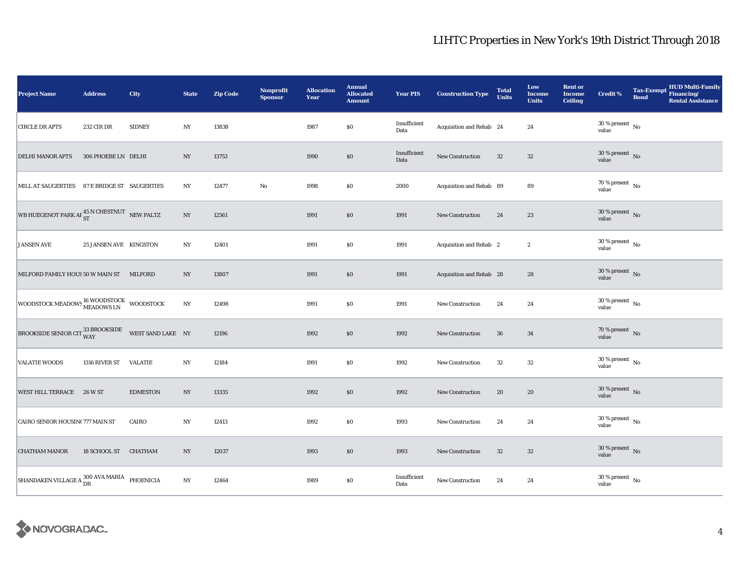## LIHTC Properties in New York's 19th District Through 2018

| Project Name | Address | City | State | Zip Code | Nonprofit Sponsor | Allocation Year | Annual Allocated Amount | Year PIS | Construction Type | Total Units | Low Income Units | Rent or Income Ceiling | Credit % | Tax-Exempt Bond | HUD Multi-Family Financing/ Rental Assistance |
|---|---|---|---|---|---|---|---|---|---|---|---|---|---|---|---|
| CIRCLE DR APTS | 232 CIR DR | SIDNEY | NY | 13838 | | 1987 | $0 | Insufficient Data | Acquisition and Rehab | 24 | 24 | | 30 % present value | No | |
| DELHI MANOR APTS | 306 PHOEBE LN | DELHI | NY | 13753 | | 1990 | $0 | Insufficient Data | New Construction | 32 | 32 | | 30 % present value | No | |
| MILL AT SAUGERTIES | 87 E BRIDGE ST | SAUGERTIES | NY | 12477 | No | 1998 | $0 | 2000 | Acquisition and Rehab | 89 | 89 | | 70 % present value | No | |
| WB HUEGENOT PARK AF | 45 N CHESTNUT ST | NEW PALTZ | NY | 12561 | | 1991 | $0 | 1991 | New Construction | 24 | 23 | | 30 % present value | No | |
| JANSEN AVE | 25 JANSEN AVE | KINGSTON | NY | 12401 | | 1991 | $0 | 1991 | Acquisition and Rehab | 2 | 2 | | 30 % present value | No | |
| MILFORD FAMILY HOUS | 50 W MAIN ST | MILFORD | NY | 13807 | | 1991 | $0 | 1991 | Acquisition and Rehab | 28 | 28 | | 30 % present value | No | |
| WOODSTOCK MEADOWS | 16 WOODSTOCK MEADOWS LN | WOODSTOCK | NY | 12498 | | 1991 | $0 | 1991 | New Construction | 24 | 24 | | 30 % present value | No | |
| BROOKSIDE SENIOR CIT | 33 BROOKSIDE WAY | WEST SAND LAKE | NY | 12196 | | 1992 | $0 | 1992 | New Construction | 36 | 34 | | 70 % present value | No | |
| VALATIE WOODS | 1316 RIVER ST | VALATIE | NY | 12184 | | 1991 | $0 | 1992 | New Construction | 32 | 32 | | 30 % present value | No | |
| WEST HILL TERRACE | 26 W ST | EDMESTON | NY | 13335 | | 1992 | $0 | 1992 | New Construction | 20 | 20 | | 30 % present value | No | |
| CAIRO SENIOR HOUSIN( | 777 MAIN ST | CAIRO | NY | 12413 | | 1992 | $0 | 1993 | New Construction | 24 | 24 | | 30 % present value | No | |
| CHATHAM MANOR | 18 SCHOOL ST | CHATHAM | NY | 12037 | | 1993 | $0 | 1993 | New Construction | 32 | 32 | | 30 % present value | No | |
| SHANDAKEN VILLAGE A | 300 AVA MARIA DR | PHOENICIA | NY | 12464 | | 1989 | $0 | Insufficient Data | New Construction | 24 | 24 | | 30 % present value | No | |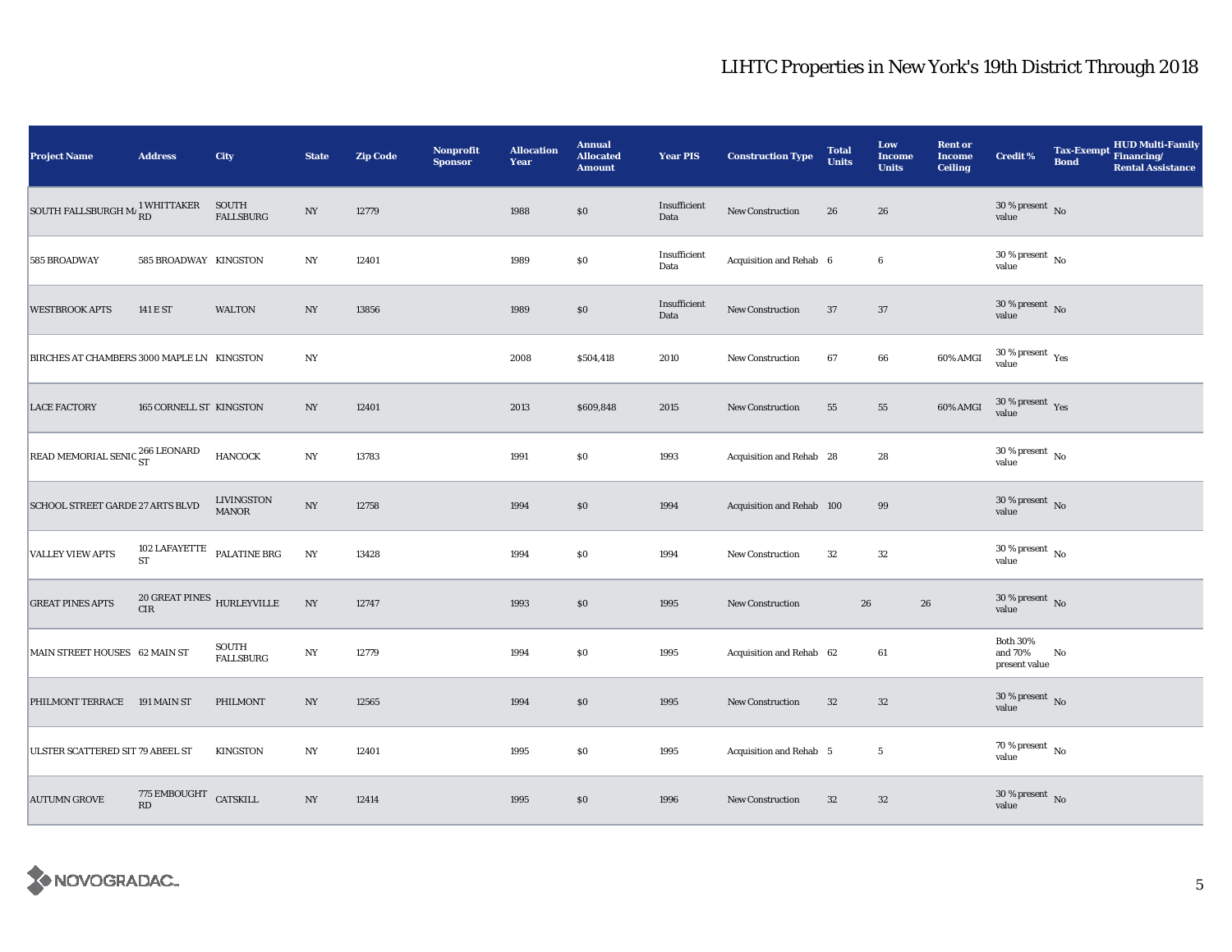# LIHTC Properties in New York's 19th District Through 2018

| Project Name | Address | City | State | Zip Code | Nonprofit Sponsor | Allocation Year | Annual Allocated Amount | Year PIS | Construction Type | Total Units | Low Income Units | Rent or Income Ceiling | Credit % | Tax-Exempt Bond | HUD Multi-Family Financing/ Rental Assistance |
|---|---|---|---|---|---|---|---|---|---|---|---|---|---|---|---|
| SOUTH FALLSBURGH MA | 1 WHITTAKER RD | SOUTH FALLSBURG | NY | 12779 | | 1988 | $0 | Insufficient Data | New Construction | 26 | 26 | | 30 % present value | No | |
| 585 BROADWAY | 585 BROADWAY | KINGSTON | NY | 12401 | | 1989 | $0 | Insufficient Data | Acquisition and Rehab | 6 | 6 | | 30 % present value | No | |
| WESTBROOK APTS | 141 E ST | WALTON | NY | 13856 | | 1989 | $0 | Insufficient Data | New Construction | 37 | 37 | | 30 % present value | No | |
| BIRCHES AT CHAMBERS | 3000 MAPLE LN | KINGSTON | NY | | | 2008 | $504,418 | 2010 | New Construction | 67 | 66 | 60% AMGI | 30 % present value | Yes | |
| LACE FACTORY | 165 CORNELL ST | KINGSTON | NY | 12401 | | 2013 | $609,848 | 2015 | New Construction | 55 | 55 | 60% AMGI | 30 % present value | Yes | |
| READ MEMORIAL SENIO | 266 LEONARD ST | HANCOCK | NY | 13783 | | 1991 | $0 | 1993 | Acquisition and Rehab | 28 | 28 | | 30 % present value | No | |
| SCHOOL STREET GARDE | 27 ARTS BLVD | LIVINGSTON MANOR | NY | 12758 | | 1994 | $0 | 1994 | Acquisition and Rehab | 100 | 99 | | 30 % present value | No | |
| VALLEY VIEW APTS | 102 LAFAYETTE ST | PALATINE BRG | NY | 13428 | | 1994 | $0 | 1994 | New Construction | 32 | 32 | | 30 % present value | No | |
| GREAT PINES APTS | 20 GREAT PINES CIR | HURLEYVILLE | NY | 12747 | | 1993 | $0 | 1995 | New Construction | 26 | 26 | | 30 % present value | No | |
| MAIN STREET HOUSES | 62 MAIN ST | SOUTH FALLSBURG | NY | 12779 | | 1994 | $0 | 1995 | Acquisition and Rehab | 62 | 61 | | Both 30% and 70% present value | No | |
| PHILMONT TERRACE | 191 MAIN ST | PHILMONT | NY | 12565 | | 1994 | $0 | 1995 | New Construction | 32 | 32 | | 30 % present value | No | |
| ULSTER SCATTERED SIT | 79 ABEEL ST | KINGSTON | NY | 12401 | | 1995 | $0 | 1995 | Acquisition and Rehab | 5 | 5 | | 70 % present value | No | |
| AUTUMN GROVE | 775 EMBOUGHT RD | CATSKILL | NY | 12414 | | 1995 | $0 | 1996 | New Construction | 32 | 32 | | 30 % present value | No | |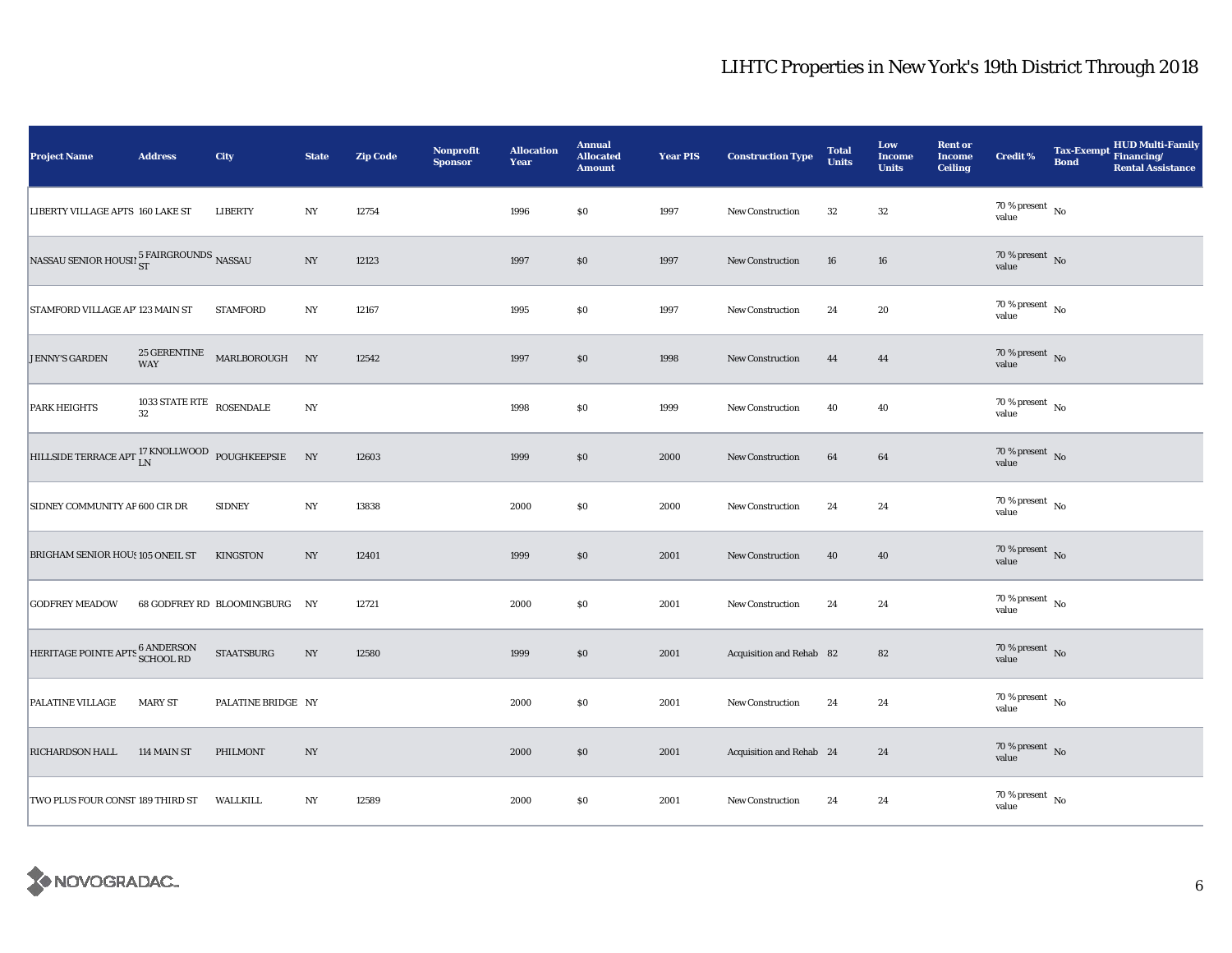# LIHTC Properties in New York's 19th District Through 2018

| Project Name | Address | City | State | Zip Code | Nonprofit Sponsor | Allocation Year | Annual Allocated Amount | Year PIS | Construction Type | Total Units | Low Income Units | Rent or Income Ceiling | Credit % | Tax-Exempt Bond | HUD Multi-Family Financing/ Rental Assistance |
|---|---|---|---|---|---|---|---|---|---|---|---|---|---|---|---|
| LIBERTY VILLAGE APTS | 160 LAKE ST | LIBERTY | NY | 12754 | | 1996 | $0 | 1997 | New Construction | 32 | 32 | | 70 % present value | No | |
| NASSAU SENIOR HOUSII | 5 FAIRGROUNDS ST | NASSAU | NY | 12123 | | 1997 | $0 | 1997 | New Construction | 16 | 16 | | 70 % present value | No | |
| STAMFORD VILLAGE AP' | 123 MAIN ST | STAMFORD | NY | 12167 | | 1995 | $0 | 1997 | New Construction | 24 | 20 | | 70 % present value | No | |
| JENNY'S GARDEN | 25 GERENTINE WAY | MARLBOROUGH | NY | 12542 | | 1997 | $0 | 1998 | New Construction | 44 | 44 | | 70 % present value | No | |
| PARK HEIGHTS | 1033 STATE RTE 32 | ROSENDALE | NY | | | 1998 | $0 | 1999 | New Construction | 40 | 40 | | 70 % present value | No | |
| HILLSIDE TERRACE APT | 17 KNOLLWOOD LN | POUGHKEEPSIE | NY | 12603 | | 1999 | $0 | 2000 | New Construction | 64 | 64 | | 70 % present value | No | |
| SIDNEY COMMUNITY AF | 600 CIR DR | SIDNEY | NY | 13838 | | 2000 | $0 | 2000 | New Construction | 24 | 24 | | 70 % present value | No | |
| BRIGHAM SENIOR HOUS | 105 ONEIL ST | KINGSTON | NY | 12401 | | 1999 | $0 | 2001 | New Construction | 40 | 40 | | 70 % present value | No | |
| GODFREY MEADOW | 68 GODFREY RD | BLOOMINGBURG | NY | 12721 | | 2000 | $0 | 2001 | New Construction | 24 | 24 | | 70 % present value | No | |
| HERITAGE POINTE APTS | 6 ANDERSON SCHOOL RD | STAATSBURG | NY | 12580 | | 1999 | $0 | 2001 | Acquisition and Rehab | 82 | 82 | | 70 % present value | No | |
| PALATINE VILLAGE | MARY ST | PALATINE BRIDGE | NY | | | 2000 | $0 | 2001 | New Construction | 24 | 24 | | 70 % present value | No | |
| RICHARDSON HALL | 114 MAIN ST | PHILMONT | NY | | | 2000 | $0 | 2001 | Acquisition and Rehab | 24 | 24 | | 70 % present value | No | |
| TWO PLUS FOUR CONST | 189 THIRD ST | WALLKILL | NY | 12589 | | 2000 | $0 | 2001 | New Construction | 24 | 24 | | 70 % present value | No | |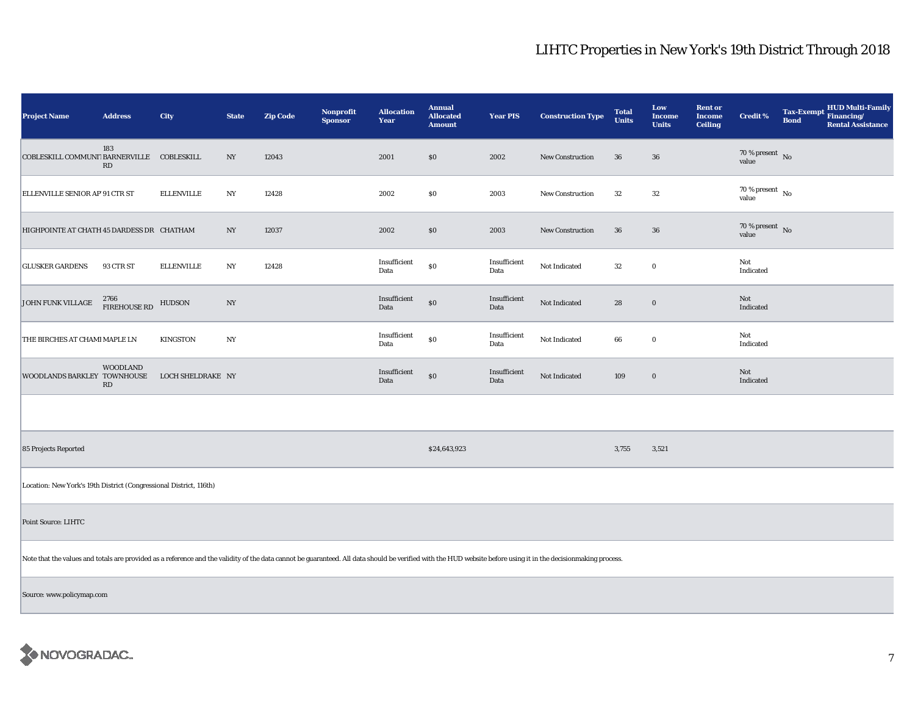# LIHTC Properties in New York's 19th District Through 2018

| Project Name | Address | City | State | Zip Code | Nonprofit Sponsor | Allocation Year | Annual Allocated Amount | Year PIS | Construction Type | Total Units | Low Income Units | Rent or Income Ceiling | Credit % | Tax-Exempt Bond | HUD Multi-Family Financing/ Rental Assistance |
|---|---|---|---|---|---|---|---|---|---|---|---|---|---|---|---|
| COBLESKILL COMMUNI | 183 BARNERVILLE RD | COBLESKILL | NY | 12043 | | 2001 | $0 | 2002 | New Construction | 36 | 36 | | 70 % present value | No | |
| ELLENVILLE SENIOR AP | 91 CTR ST | ELLENVILLE | NY | 12428 | | 2002 | $0 | 2003 | New Construction | 32 | 32 | | 70 % present value | No | |
| HIGHPOINTE AT CHATH | 45 DARDESS DR | CHATHAM | NY | 12037 | | 2002 | $0 | 2003 | New Construction | 36 | 36 | | 70 % present value | No | |
| GLUSKER GARDENS | 93 CTR ST | ELLENVILLE | NY | 12428 | | Insufficient Data | $0 | Insufficient Data | Not Indicated | 32 | 0 | | Not Indicated | | |
| JOHN FUNK VILLAGE | 2766 FIREHOUSE RD | HUDSON | NY | | | Insufficient Data | $0 | Insufficient Data | Not Indicated | 28 | 0 | | Not Indicated | | |
| THE BIRCHES AT CHAMI | MAPLE LN | KINGSTON | NY | | | Insufficient Data | $0 | Insufficient Data | Not Indicated | 66 | 0 | | Not Indicated | | |
| WOODLANDS BARKLEY | WOODLAND TOWNHOUSE RD | LOCH SHELDRAKE | NY | | | Insufficient Data | $0 | Insufficient Data | Not Indicated | 109 | 0 | | Not Indicated | | |
| | | | | | | | | | | | | | | | |
| 85 Projects Reported | | | | | | | $24,643,923 | | | 3,755 | 3,521 | | | | |

Location: New York's 19th District (Congressional District, 116th)

Point Source: LIHTC

Note that the values and totals are provided as a reference and the validity of the data cannot be guaranteed. All data should be verified with the HUD website before using it in the decisionmaking process.

Source: www.policymap.com